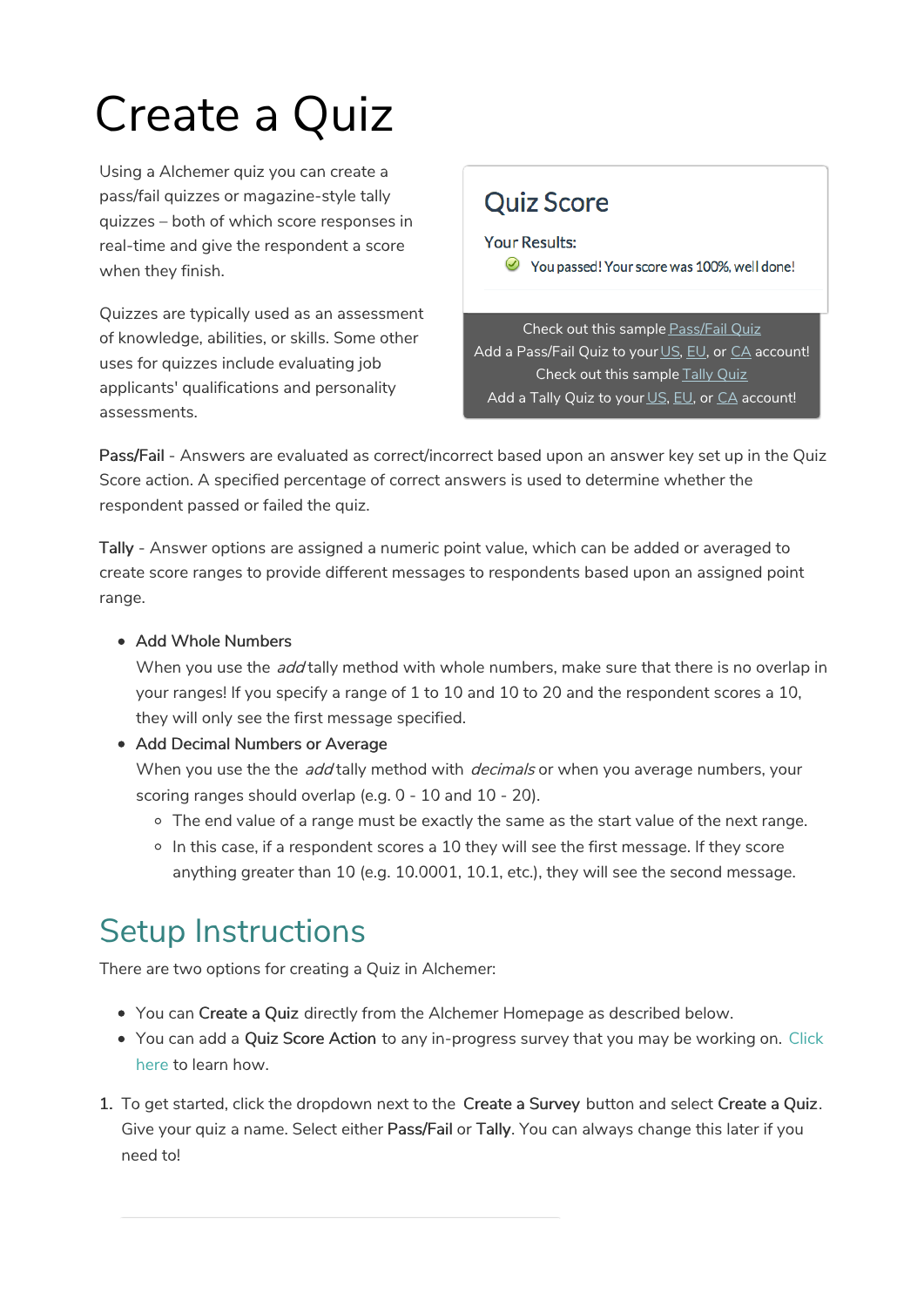# Create a Quiz

Using a Alchemer quiz you can create a pass/fail quizzes or magazine-style tally quizzes – both of which score responses in real-time and give the respondent a score when they finish.

Quizzes are typically used as an assessment of knowledge, abilities, or skills. Some other uses for quizzes include evaluating job applicants' qualifications and personality assessments.

## Quiz Score

Your Results:

You passed! Your score was 100%, well done!

Check out this sample Pass/Fail Quiz
Add a Pass/Fail Quiz to your US, EU, or CA account!
Check out this sample Tally Quiz
Add a Tally Quiz to your US, EU, or CA account!

Pass/Fail - Answers are evaluated as correct/incorrect based upon an answer key set up in the Quiz Score action. A specified percentage of correct answers is used to determine whether the respondent passed or failed the quiz.

Tally - Answer options are assigned a numeric point value, which can be added or averaged to create score ranges to provide different messages to respondents based upon an assigned point range.

- Add Whole Numbers
  When you use the *add* tally method with whole numbers, make sure that there is no overlap in your ranges! If you specify a range of 1 to 10 and 10 to 20 and the respondent scores a 10, they will only see the first message specified.
- Add Decimal Numbers or Average
  When you use the the *add* tally method with *decimals* or when you average numbers, your scoring ranges should overlap (e.g. 0 - 10 and 10 - 20).
  - The end value of a range must be exactly the same as the start value of the next range.
  - In this case, if a respondent scores a 10 they will see the first message. If they score anything greater than 10 (e.g. 10.0001, 10.1, etc.), they will see the second message.

## Setup Instructions

There are two options for creating a Quiz in Alchemer:

- You can **Create a Quiz** directly from the Alchemer Homepage as described below.
- You can add a **Quiz Score Action** to any in-progress survey that you may be working on. Click here to learn how.

1. To get started, click the dropdown next to the **Create a Survey** button and select **Create a Quiz**. Give your quiz a name. Select either **Pass/Fail** or **Tally**. You can always change this later if you need to!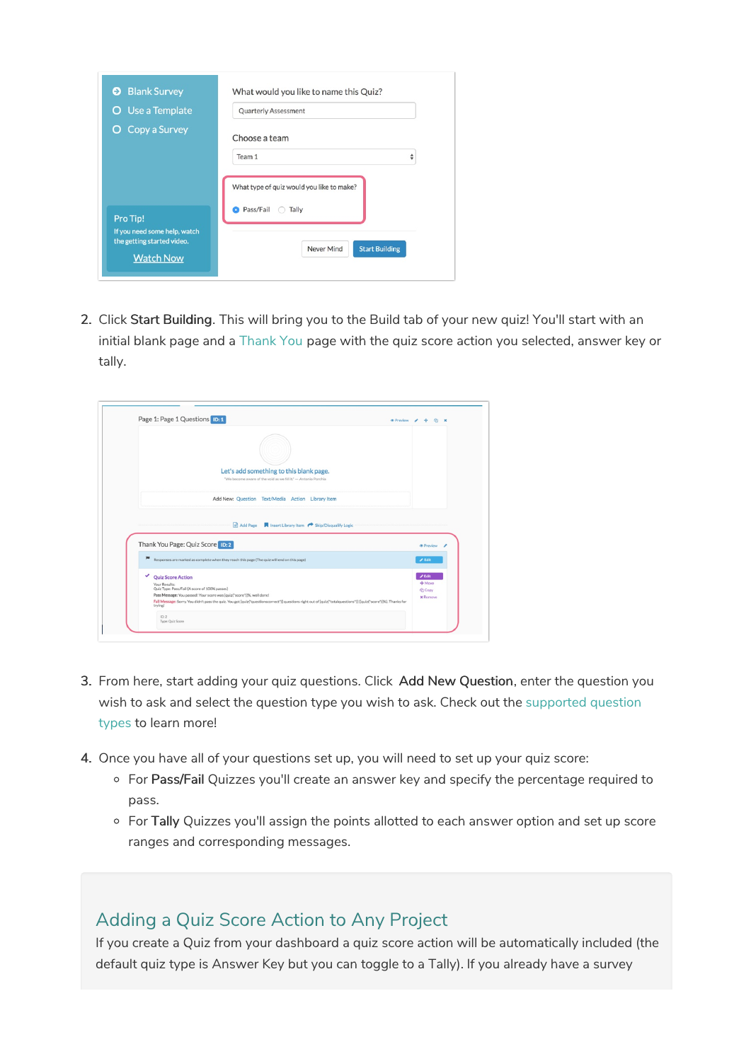2. Click **Start Building**. This will bring you to the Build tab of your new quiz! You'll start with an initial blank page and a Thank You page with the quiz score action you selected, answer key or tally.

3. From here, start adding your quiz questions. Click **Add New Question**, enter the question you wish to ask and select the question type you wish to ask. Check out the supported question types to learn more!

4. Once you have all of your questions set up, you will need to set up your quiz score:
   - For **Pass/Fail** Quizzes you'll create an answer key and specify the percentage required to pass.
   - For **Tally** Quizzes you'll assign the points allotted to each answer option and set up score ranges and corresponding messages.

## Adding a Quiz Score Action to Any Project

If you create a Quiz from your dashboard a quiz score action will be automatically included (the default quiz type is Answer Key but you can toggle to a Tally). If you already have a survey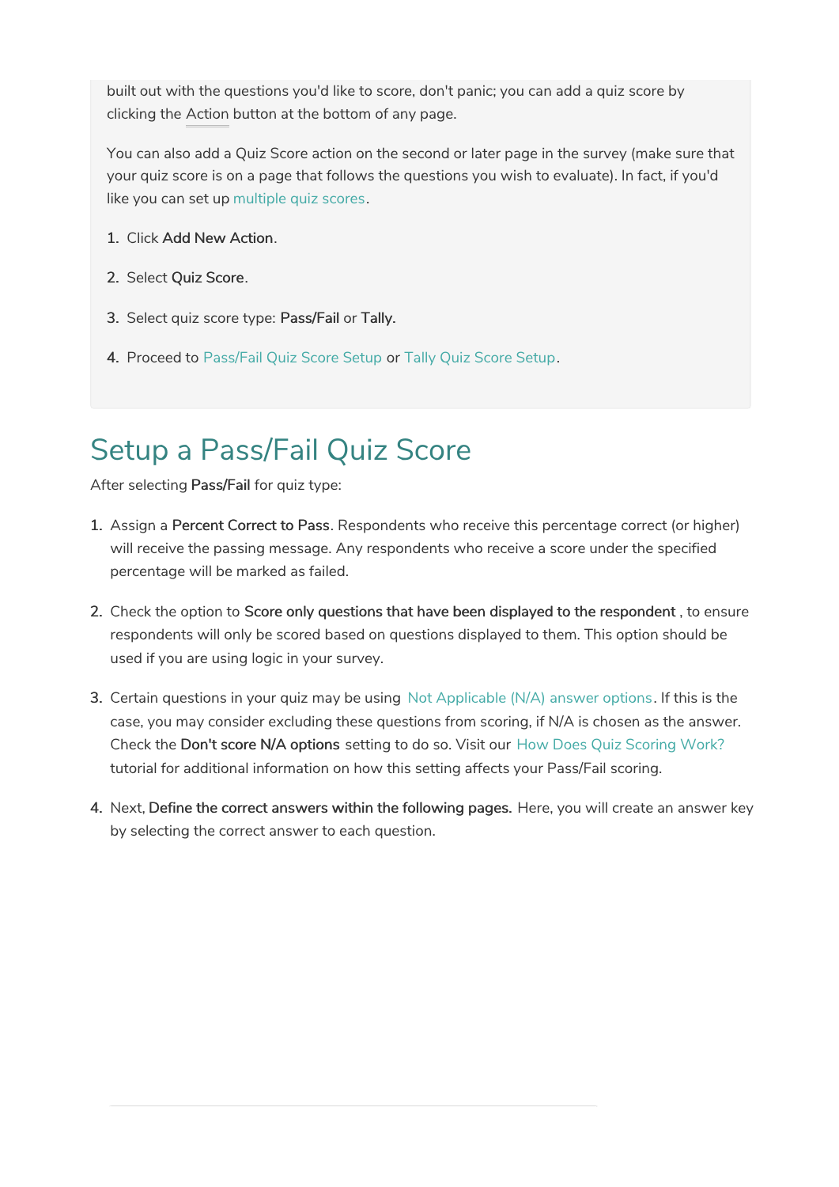built out with the questions you'd like to score, don't panic; you can add a quiz score by clicking the Action button at the bottom of any page.

You can also add a Quiz Score action on the second or later page in the survey (make sure that your quiz score is on a page that follows the questions you wish to evaluate). In fact, if you'd like you can set up multiple quiz scores.

1. Click **Add New Action**.
2. Select **Quiz Score**.
3. Select quiz score type: **Pass/Fail** or **Tally.**
4. Proceed to Pass/Fail Quiz Score Setup or Tally Quiz Score Setup.

# Setup a Pass/Fail Quiz Score

After selecting **Pass/Fail** for quiz type:

1. Assign a **Percent Correct to Pass**. Respondents who receive this percentage correct (or higher) will receive the passing message. Any respondents who receive a score under the specified percentage will be marked as failed.
2. Check the option to **Score only questions that have been displayed to the respondent** , to ensure respondents will only be scored based on questions displayed to them. This option should be used if you are using logic in your survey.
3. Certain questions in your quiz may be using Not Applicable (N/A) answer options. If this is the case, you may consider excluding these questions from scoring, if N/A is chosen as the answer. Check the **Don't score N/A options** setting to do so. Visit our How Does Quiz Scoring Work? tutorial for additional information on how this setting affects your Pass/Fail scoring.
4. Next, **Define the correct answers within the following pages.** Here, you will create an answer key by selecting the correct answer to each question.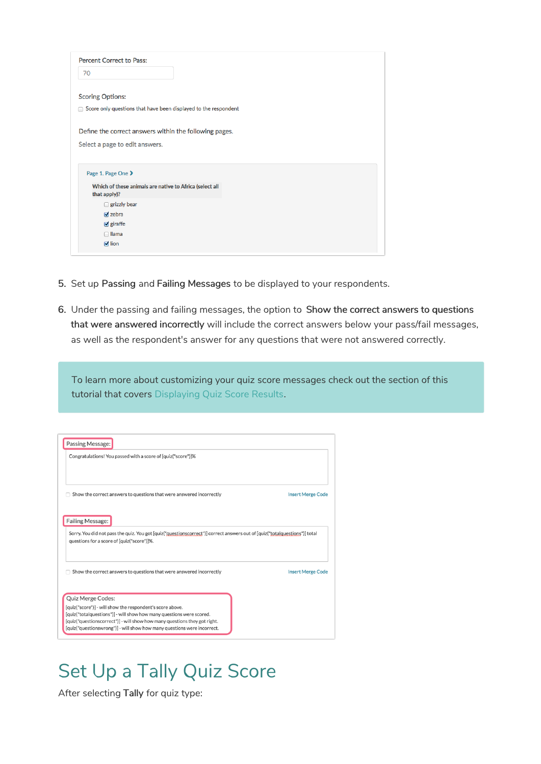Percent Correct to Pass:

70

Scoring Options:

- [ ] Score only questions that have been displayed to the respondent

Define the correct answers within the following pages.

Select a page to edit answers.

Page 1. Page One ›

Which of these animals are native to Africa (select all that apply)?

- [ ] grizzly bear
- [x] zebra
- [x] giraffe
- [ ] llama
- [x] lion

5. Set up **Passing** and **Failing Messages** to be displayed to your respondents.

6. Under the passing and failing messages, the option to **Show the correct answers to questions that were answered incorrectly** will include the correct answers below your pass/fail messages, as well as the respondent's answer for any questions that were not answered correctly.

> To learn more about customizing your quiz score messages check out the section of this tutorial that covers Displaying Quiz Score Results.

Passing Message:

Congratulations! You passed with a score of [quiz("score")]%

- [ ] Show the correct answers to questions that were answered incorrectly

Insert Merge Code

Failing Message:

Sorry. You did not pass the quiz. You got [quiz("questionscorrect")] correct answers out of [quiz("totalquestions")] total questions for a score of [quiz("score")]%.

- [ ] Show the correct answers to questions that were answered incorrectly

Insert Merge Code

Quiz Merge Codes:

[quiz("score")] - will show the respondent's score above.
[quiz("totalquestions")] - will show how many questions were scored.
[quiz("questionscorrect")] - will show how many questions they got right.
[quiz("questionswrong")] - will show how many questions were incorrect.

## Set Up a Tally Quiz Score

After selecting **Tally** for quiz type: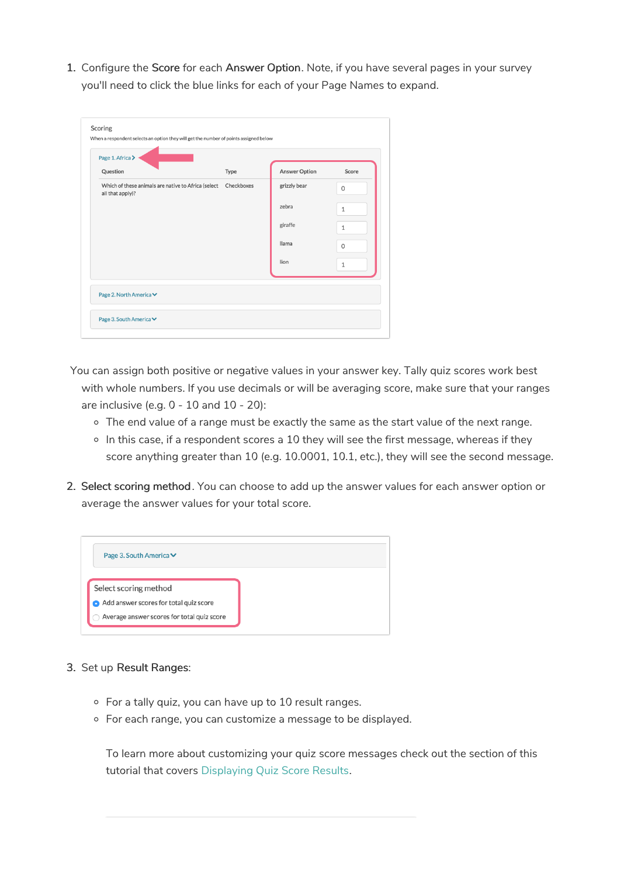1. Configure the **Score** for each **Answer Option**. Note, if you have several pages in your survey you'll need to click the blue links for each of your Page Names to expand.

You can assign both positive or negative values in your answer key. Tally quiz scores work best with whole numbers. If you use decimals or will be averaging score, make sure that your ranges are inclusive (e.g. 0 - 10 and 10 - 20):
   - The end value of a range must be exactly the same as the start value of the next range.
   - In this case, if a respondent scores a 10 they will see the first message, whereas if they score anything greater than 10 (e.g. 10.0001, 10.1, etc.), they will see the second message.

2. **Select scoring method**. You can choose to add up the answer values for each answer option or average the answer values for your total score.

3. Set up **Result Ranges**:
   - For a tally quiz, you can have up to 10 result ranges.
   - For each range, you can customize a message to be displayed.

   To learn more about customizing your quiz score messages check out the section of this tutorial that covers Displaying Quiz Score Results.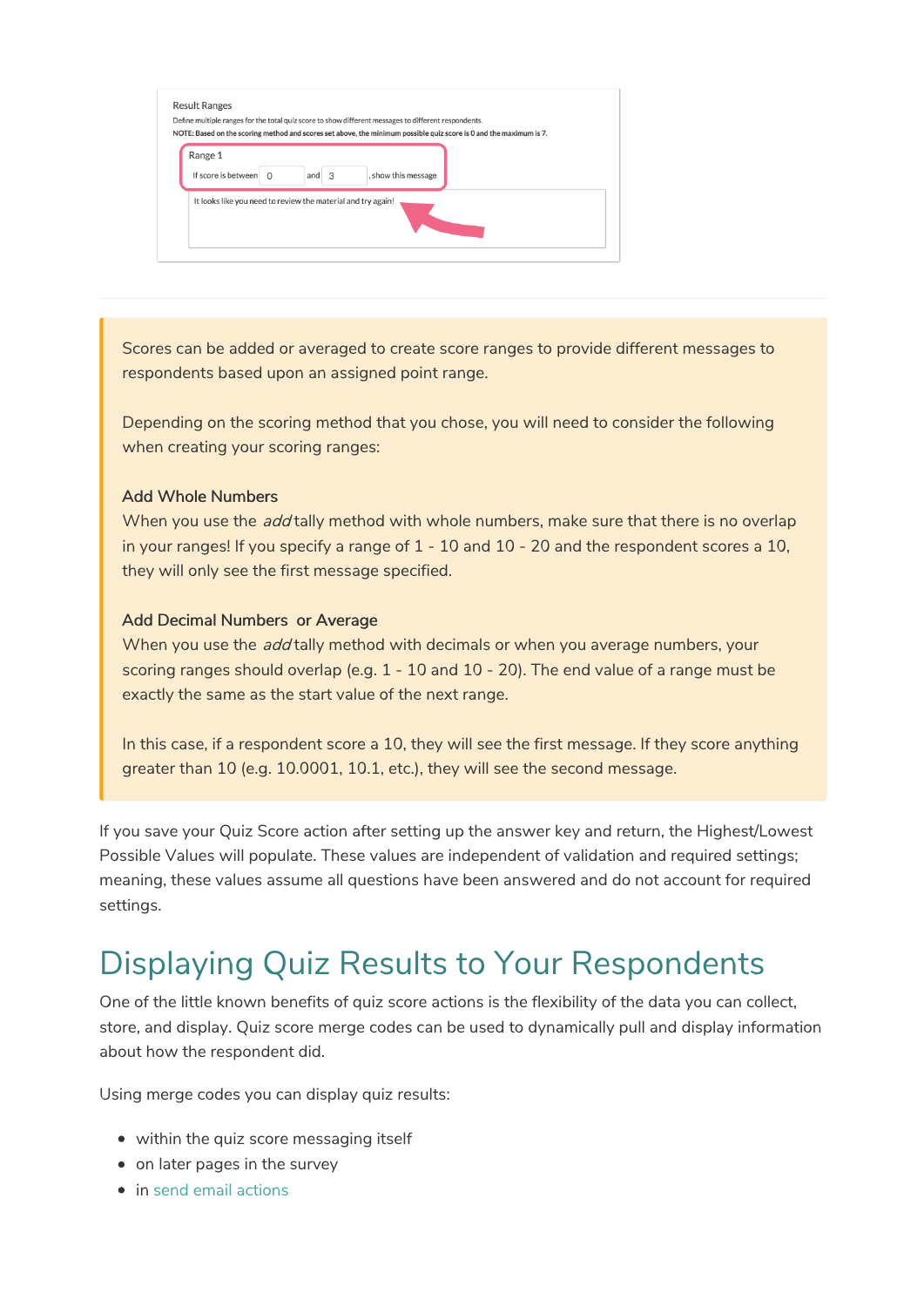Scores can be added or averaged to create score ranges to provide different messages to respondents based upon an assigned point range.

Depending on the scoring method that you chose, you will need to consider the following when creating your scoring ranges:

**Add Whole Numbers**
When you use the *add* tally method with whole numbers, make sure that there is no overlap in your ranges! If you specify a range of 1 - 10 and 10 - 20 and the respondent scores a 10, they will only see the first message specified.

**Add Decimal Numbers or Average**
When you use the *add* tally method with decimals or when you average numbers, your scoring ranges should overlap (e.g. 1 - 10 and 10 - 20). The end value of a range must be exactly the same as the start value of the next range.

In this case, if a respondent score a 10, they will see the first message. If they score anything greater than 10 (e.g. 10.0001, 10.1, etc.), they will see the second message.

If you save your Quiz Score action after setting up the answer key and return, the Highest/Lowest Possible Values will populate. These values are independent of validation and required settings; meaning, these values assume all questions have been answered and do not account for required settings.

# Displaying Quiz Results to Your Respondents

One of the little known benefits of quiz score actions is the flexibility of the data you can collect, store, and display. Quiz score merge codes can be used to dynamically pull and display information about how the respondent did.

Using merge codes you can display quiz results:

- within the quiz score messaging itself
- on later pages in the survey
- in send email actions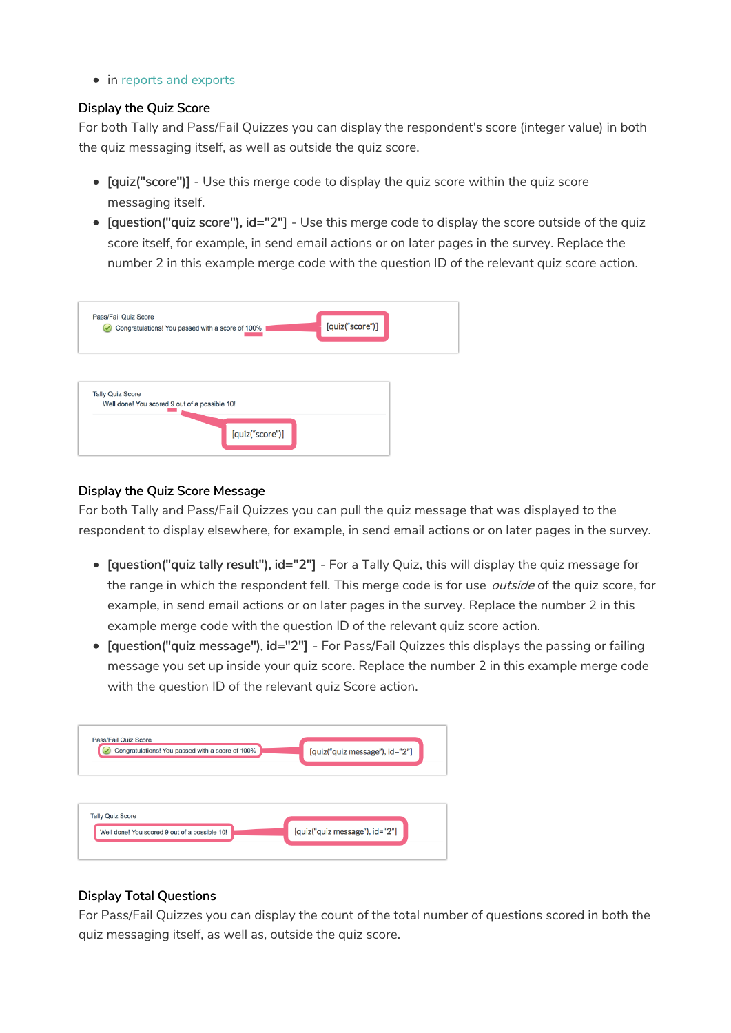- in reports and exports

### Display the Quiz Score

For both Tally and Pass/Fail Quizzes you can display the respondent's score (integer value) in both the quiz messaging itself, as well as outside the quiz score.

- **[quiz("score")]** - Use this merge code to display the quiz score within the quiz score messaging itself.
- **[question("quiz score"), id="2"]** - Use this merge code to display the score outside of the quiz score itself, for example, in send email actions or on later pages in the survey. Replace the number 2 in this example merge code with the question ID of the relevant quiz score action.

### Display the Quiz Score Message

For both Tally and Pass/Fail Quizzes you can pull the quiz message that was displayed to the respondent to display elsewhere, for example, in send email actions or on later pages in the survey.

- **[question("quiz tally result"), id="2"]** - For a Tally Quiz, this will display the quiz message for the range in which the respondent fell. This merge code is for use *outside* of the quiz score, for example, in send email actions or on later pages in the survey. Replace the number 2 in this example merge code with the question ID of the relevant quiz score action.
- **[question("quiz message"), id="2"]** - For Pass/Fail Quizzes this displays the passing or failing message you set up inside your quiz score. Replace the number 2 in this example merge code with the question ID of the relevant quiz Score action.

### Display Total Questions

For Pass/Fail Quizzes you can display the count of the total number of questions scored in both the quiz messaging itself, as well as, outside the quiz score.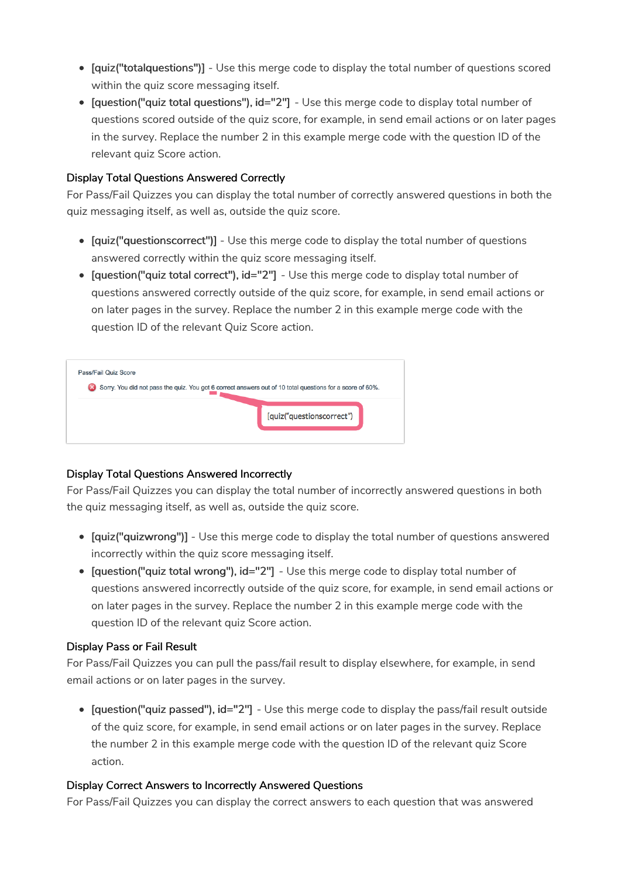- **[quiz("totalquestions")]** - Use this merge code to display the total number of questions scored within the quiz score messaging itself.
- **[question("quiz total questions"), id="2"]** - Use this merge code to display total number of questions scored outside of the quiz score, for example, in send email actions or on later pages in the survey. Replace the number 2 in this example merge code with the question ID of the relevant quiz Score action.

### Display Total Questions Answered Correctly

For Pass/Fail Quizzes you can display the total number of correctly answered questions in both the quiz messaging itself, as well as, outside the quiz score.

- **[quiz("questionscorrect")]** - Use this merge code to display the total number of questions answered correctly within the quiz score messaging itself.
- **[question("quiz total correct"), id="2"]** - Use this merge code to display total number of questions answered correctly outside of the quiz score, for example, in send email actions or on later pages in the survey. Replace the number 2 in this example merge code with the question ID of the relevant Quiz Score action.

Pass/Fail Quiz Score

Sorry. You did not pass the quiz. You got 6 correct answers out of 10 total questions for a score of 60%.

[quiz("questionscorrect")]

### Display Total Questions Answered Incorrectly

For Pass/Fail Quizzes you can display the total number of incorrectly answered questions in both the quiz messaging itself, as well as, outside the quiz score.

- **[quiz("quizwrong")]** - Use this merge code to display the total number of questions answered incorrectly within the quiz score messaging itself.
- **[question("quiz total wrong"), id="2"]** - Use this merge code to display total number of questions answered incorrectly outside of the quiz score, for example, in send email actions or on later pages in the survey. Replace the number 2 in this example merge code with the question ID of the relevant quiz Score action.

### Display Pass or Fail Result

For Pass/Fail Quizzes you can pull the pass/fail result to display elsewhere, for example, in send email actions or on later pages in the survey.

- **[question("quiz passed"), id="2"]** - Use this merge code to display the pass/fail result outside of the quiz score, for example, in send email actions or on later pages in the survey. Replace the number 2 in this example merge code with the question ID of the relevant quiz Score action.

### Display Correct Answers to Incorrectly Answered Questions

For Pass/Fail Quizzes you can display the correct answers to each question that was answered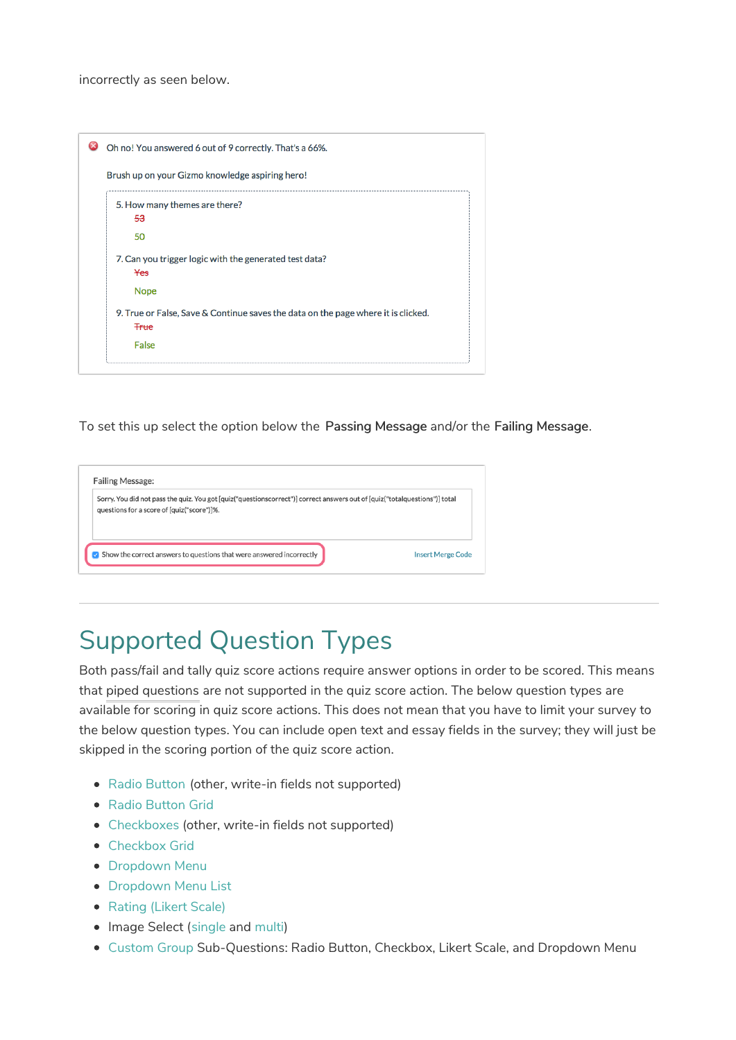incorrectly as seen below.

Oh no! You answered 6 out of 9 correctly. That's a 66%.

Brush up on your Gizmo knowledge aspiring hero!

5. How many themes are there?
~~53~~
50

7. Can you trigger logic with the generated test data?
~~Yes~~
Nope

9. True or False, Save & Continue saves the data on the page where it is clicked.
~~True~~
False

To set this up select the option below the **Passing Message** and/or the **Failing Message**.

Failing Message:

Sorry. You did not pass the quiz. You got [quiz("questionscorrect")] correct answers out of [quiz("totalquestions")] total questions for a score of [quiz("score")]%.

☑ Show the correct answers to questions that were answered incorrectly

Insert Merge Code

---

## Supported Question Types

Both pass/fail and tally quiz score actions require answer options in order to be scored. This means that piped questions are not supported in the quiz score action. The below question types are available for scoring in quiz score actions. This does not mean that you have to limit your survey to the below question types. You can include open text and essay fields in the survey; they will just be skipped in the scoring portion of the quiz score action.

- Radio Button (other, write-in fields not supported)
- Radio Button Grid
- Checkboxes (other, write-in fields not supported)
- Checkbox Grid
- Dropdown Menu
- Dropdown Menu List
- Rating (Likert Scale)
- Image Select (single and multi)
- Custom Group Sub-Questions: Radio Button, Checkbox, Likert Scale, and Dropdown Menu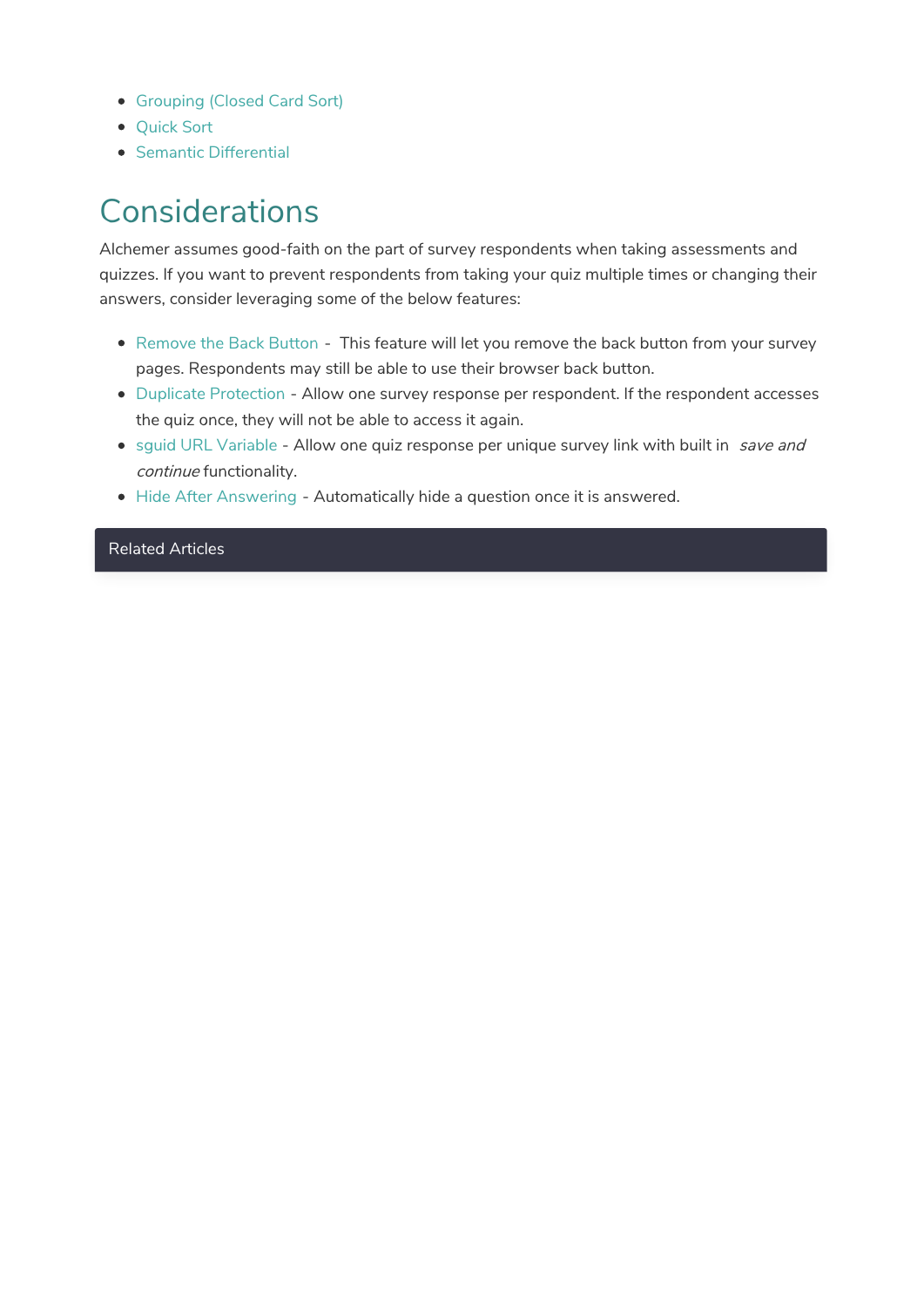- Grouping (Closed Card Sort)
- Quick Sort
- Semantic Differential

## Considerations

Alchemer assumes good-faith on the part of survey respondents when taking assessments and quizzes. If you want to prevent respondents from taking your quiz multiple times or changing their answers, consider leveraging some of the below features:

- Remove the Back Button - This feature will let you remove the back button from your survey pages. Respondents may still be able to use their browser back button.
- Duplicate Protection - Allow one survey response per respondent. If the respondent accesses the quiz once, they will not be able to access it again.
- sguid URL Variable - Allow one quiz response per unique survey link with built in *save and continue* functionality.
- Hide After Answering - Automatically hide a question once it is answered.

Related Articles